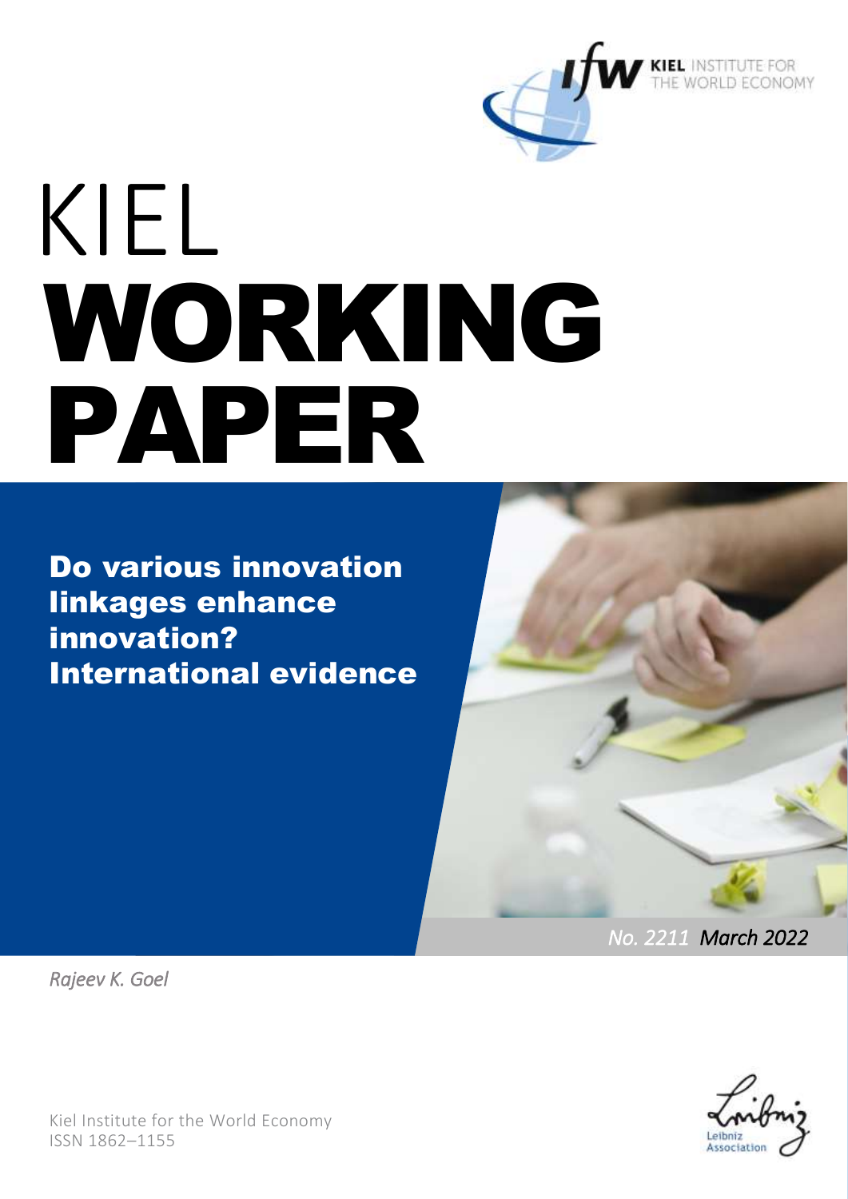KIEL INSTITUTE FOR THE WORLD ECONOMY

# KIEL WORKING PAPER

## Do various innovation linkages enhance innovation? International evidence

*No. 2211 March 2022*

*Rajeev K. Goel*

Kiel Institute for the World Economy
ISSN 1862–1155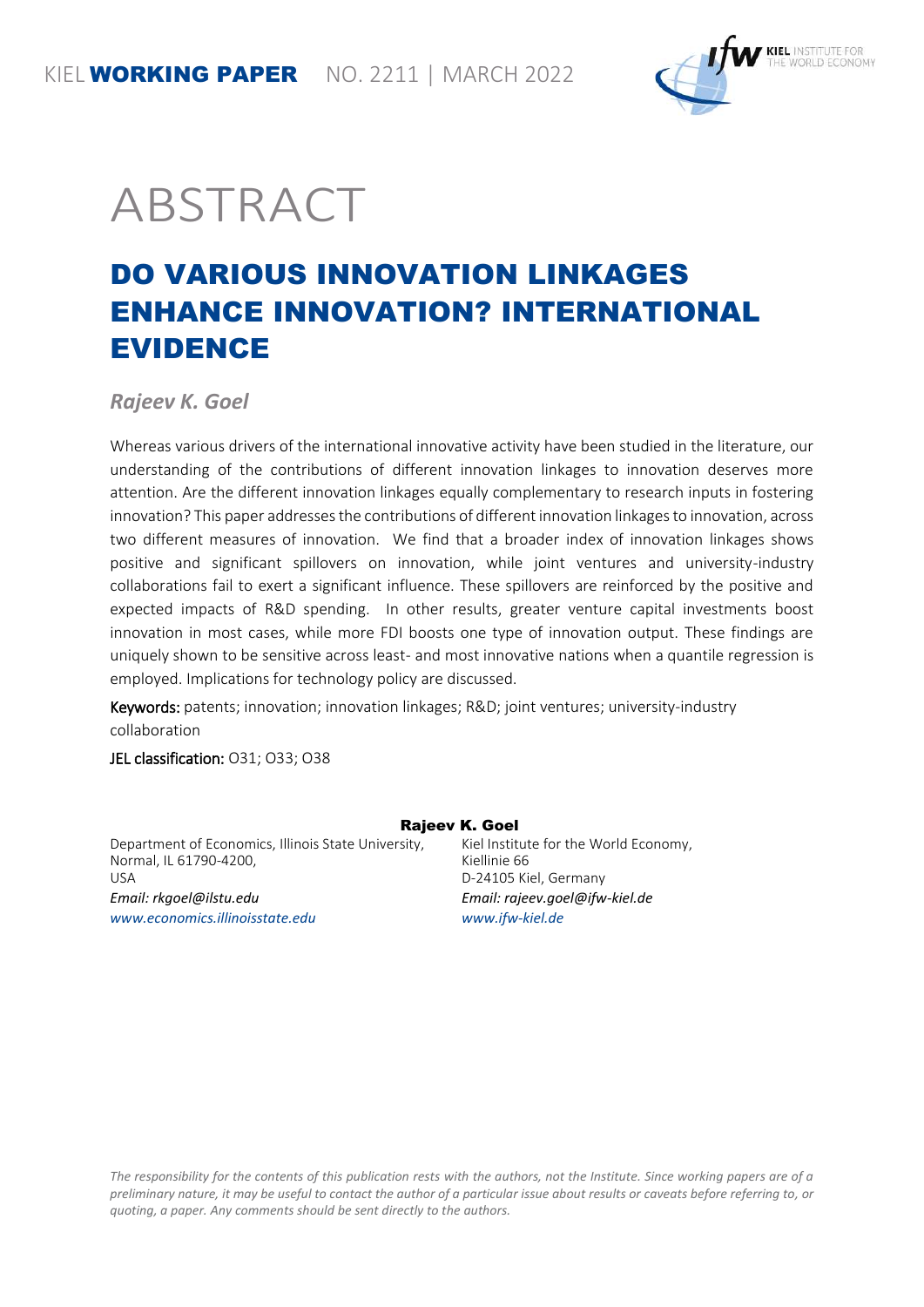KIEL **WORKING PAPER** NO. 2211 | MARCH 2022

# ABSTRACT

## DO VARIOUS INNOVATION LINKAGES ENHANCE INNOVATION? INTERNATIONAL EVIDENCE

***Rajeev K. Goel***

Whereas various drivers of the international innovative activity have been studied in the literature, our understanding of the contributions of different innovation linkages to innovation deserves more attention. Are the different innovation linkages equally complementary to research inputs in fostering innovation? This paper addresses the contributions of different innovation linkages to innovation, across two different measures of innovation. We find that a broader index of innovation linkages shows positive and significant spillovers on innovation, while joint ventures and university-industry collaborations fail to exert a significant influence. These spillovers are reinforced by the positive and expected impacts of R&D spending. In other results, greater venture capital investments boost innovation in most cases, while more FDI boosts one type of innovation output. These findings are uniquely shown to be sensitive across least- and most innovative nations when a quantile regression is employed. Implications for technology policy are discussed.

**Keywords:** patents; innovation; innovation linkages; R&D; joint ventures; university-industry collaboration

**JEL classification:** O31; O33; O38

**Rajeev K. Goel**

Department of Economics, Illinois State University,
Normal, IL 61790-4200,
USA
*Email: rkgoel@ilstu.edu*
*www.economics.illinoisstate.edu*

Kiel Institute for the World Economy,
Kiellinie 66
D-24105 Kiel, Germany
*Email: rajeev.goel@ifw-kiel.de*
*www.ifw-kiel.de*

*The responsibility for the contents of this publication rests with the authors, not the Institute. Since working papers are of a preliminary nature, it may be useful to contact the author of a particular issue about results or caveats before referring to, or quoting, a paper. Any comments should be sent directly to the authors.*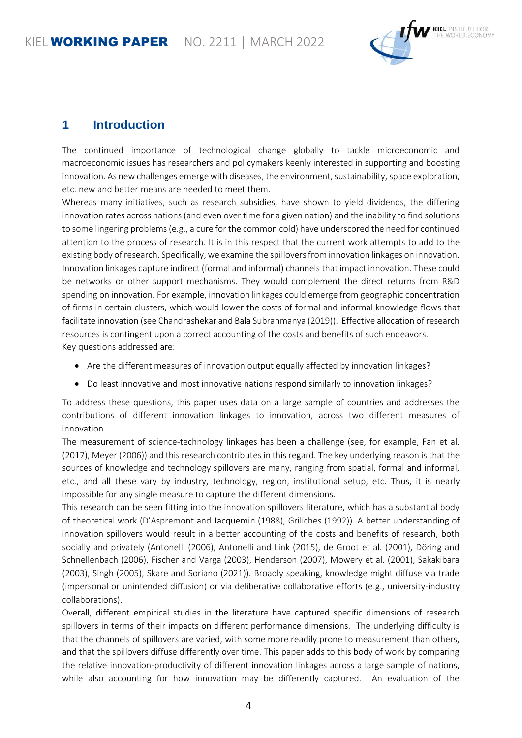## 1 Introduction

The continued importance of technological change globally to tackle microeconomic and macroeconomic issues has researchers and policymakers keenly interested in supporting and boosting innovation. As new challenges emerge with diseases, the environment, sustainability, space exploration, etc. new and better means are needed to meet them.

Whereas many initiatives, such as research subsidies, have shown to yield dividends, the differing innovation rates across nations (and even over time for a given nation) and the inability to find solutions to some lingering problems (e.g., a cure for the common cold) have underscored the need for continued attention to the process of research. It is in this respect that the current work attempts to add to the existing body of research. Specifically, we examine the spillovers from innovation linkages on innovation. Innovation linkages capture indirect (formal and informal) channels that impact innovation. These could be networks or other support mechanisms. They would complement the direct returns from R&D spending on innovation. For example, innovation linkages could emerge from geographic concentration of firms in certain clusters, which would lower the costs of formal and informal knowledge flows that facilitate innovation (see Chandrashekar and Bala Subrahmanya (2019)). Effective allocation of research resources is contingent upon a correct accounting of the costs and benefits of such endeavors.

Key questions addressed are:

- Are the different measures of innovation output equally affected by innovation linkages?
- Do least innovative and most innovative nations respond similarly to innovation linkages?

To address these questions, this paper uses data on a large sample of countries and addresses the contributions of different innovation linkages to innovation, across two different measures of innovation.

The measurement of science-technology linkages has been a challenge (see, for example, Fan et al. (2017), Meyer (2006)) and this research contributes in this regard. The key underlying reason is that the sources of knowledge and technology spillovers are many, ranging from spatial, formal and informal, etc., and all these vary by industry, technology, region, institutional setup, etc. Thus, it is nearly impossible for any single measure to capture the different dimensions.

This research can be seen fitting into the innovation spillovers literature, which has a substantial body of theoretical work (D'Aspremont and Jacquemin (1988), Griliches (1992)). A better understanding of innovation spillovers would result in a better accounting of the costs and benefits of research, both socially and privately (Antonelli (2006), Antonelli and Link (2015), de Groot et al. (2001), Döring and Schnellenbach (2006), Fischer and Varga (2003), Henderson (2007), Mowery et al. (2001), Sakakibara (2003), Singh (2005), Skare and Soriano (2021)). Broadly speaking, knowledge might diffuse via trade (impersonal or unintended diffusion) or via deliberative collaborative efforts (e.g., university-industry collaborations).

Overall, different empirical studies in the literature have captured specific dimensions of research spillovers in terms of their impacts on different performance dimensions. The underlying difficulty is that the channels of spillovers are varied, with some more readily prone to measurement than others, and that the spillovers diffuse differently over time. This paper adds to this body of work by comparing the relative innovation-productivity of different innovation linkages across a large sample of nations, while also accounting for how innovation may be differently captured. An evaluation of the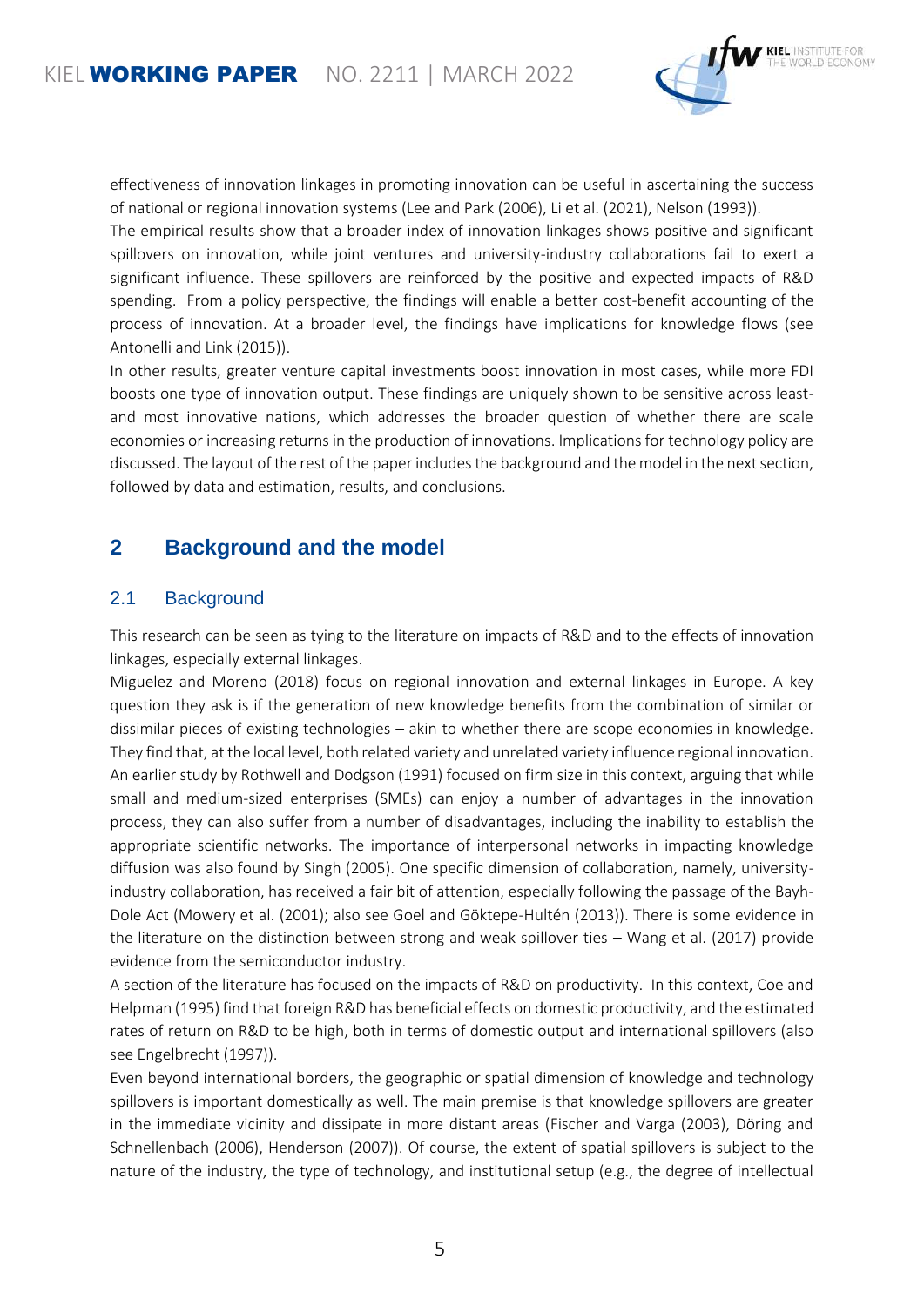effectiveness of innovation linkages in promoting innovation can be useful in ascertaining the success of national or regional innovation systems (Lee and Park (2006), Li et al. (2021), Nelson (1993)).

The empirical results show that a broader index of innovation linkages shows positive and significant spillovers on innovation, while joint ventures and university-industry collaborations fail to exert a significant influence. These spillovers are reinforced by the positive and expected impacts of R&D spending. From a policy perspective, the findings will enable a better cost-benefit accounting of the process of innovation. At a broader level, the findings have implications for knowledge flows (see Antonelli and Link (2015)).

In other results, greater venture capital investments boost innovation in most cases, while more FDI boosts one type of innovation output. These findings are uniquely shown to be sensitive across least- and most innovative nations, which addresses the broader question of whether there are scale economies or increasing returns in the production of innovations. Implications for technology policy are discussed. The layout of the rest of the paper includes the background and the model in the next section, followed by data and estimation, results, and conclusions.

## 2 Background and the model

### 2.1 Background

This research can be seen as tying to the literature on impacts of R&D and to the effects of innovation linkages, especially external linkages.

Miguelez and Moreno (2018) focus on regional innovation and external linkages in Europe. A key question they ask is if the generation of new knowledge benefits from the combination of similar or dissimilar pieces of existing technologies – akin to whether there are scope economies in knowledge. They find that, at the local level, both related variety and unrelated variety influence regional innovation. An earlier study by Rothwell and Dodgson (1991) focused on firm size in this context, arguing that while small and medium-sized enterprises (SMEs) can enjoy a number of advantages in the innovation process, they can also suffer from a number of disadvantages, including the inability to establish the appropriate scientific networks. The importance of interpersonal networks in impacting knowledge diffusion was also found by Singh (2005). One specific dimension of collaboration, namely, university-industry collaboration, has received a fair bit of attention, especially following the passage of the Bayh-Dole Act (Mowery et al. (2001); also see Goel and Göktepe-Hultén (2013)). There is some evidence in the literature on the distinction between strong and weak spillover ties – Wang et al. (2017) provide evidence from the semiconductor industry.

A section of the literature has focused on the impacts of R&D on productivity. In this context, Coe and Helpman (1995) find that foreign R&D has beneficial effects on domestic productivity, and the estimated rates of return on R&D to be high, both in terms of domestic output and international spillovers (also see Engelbrecht (1997)).

Even beyond international borders, the geographic or spatial dimension of knowledge and technology spillovers is important domestically as well. The main premise is that knowledge spillovers are greater in the immediate vicinity and dissipate in more distant areas (Fischer and Varga (2003), Döring and Schnellenbach (2006), Henderson (2007)). Of course, the extent of spatial spillovers is subject to the nature of the industry, the type of technology, and institutional setup (e.g., the degree of intellectual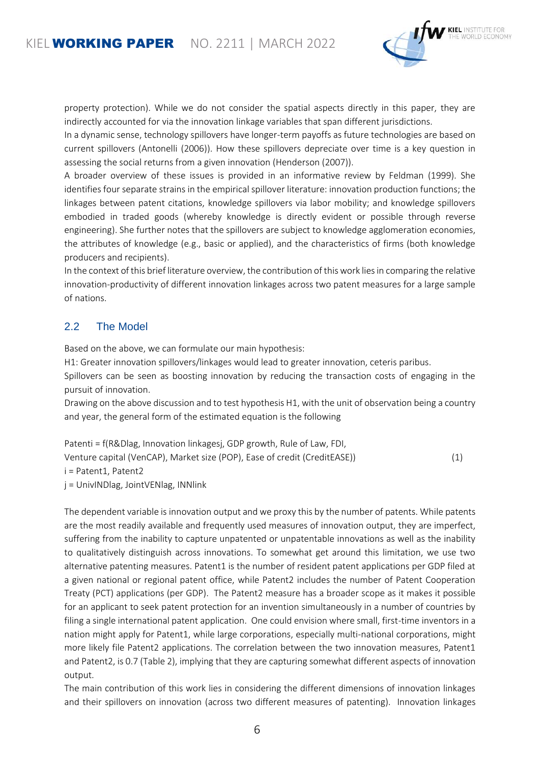property protection). While we do not consider the spatial aspects directly in this paper, they are indirectly accounted for via the innovation linkage variables that span different jurisdictions.

In a dynamic sense, technology spillovers have longer-term payoffs as future technologies are based on current spillovers (Antonelli (2006)). How these spillovers depreciate over time is a key question in assessing the social returns from a given innovation (Henderson (2007)).

A broader overview of these issues is provided in an informative review by Feldman (1999). She identifies four separate strains in the empirical spillover literature: innovation production functions; the linkages between patent citations, knowledge spillovers via labor mobility; and knowledge spillovers embodied in traded goods (whereby knowledge is directly evident or possible through reverse engineering). She further notes that the spillovers are subject to knowledge agglomeration economies, the attributes of knowledge (e.g., basic or applied), and the characteristics of firms (both knowledge producers and recipients).

In the context of this brief literature overview, the contribution of this work lies in comparing the relative innovation-productivity of different innovation linkages across two patent measures for a large sample of nations.

## 2.2 The Model

Based on the above, we can formulate our main hypothesis:

H1: Greater innovation spillovers/linkages would lead to greater innovation, ceteris paribus.

Spillovers can be seen as boosting innovation by reducing the transaction costs of engaging in the pursuit of innovation.

Drawing on the above discussion and to test hypothesis H1, with the unit of observation being a country and year, the general form of the estimated equation is the following

$$\text{Patent}_i = f(\text{R\&Dlag, Innovation linkages}_j\text{, GDP growth, Rule of Law, FDI, Venture capital (VenCAP), Market size (POP), Ease of credit (CreditEASE)}) \quad (1)$$

$i$ = Patent1, Patent2

$j$ = UnivINDlag, JointVENlag, INNlink

The dependent variable is innovation output and we proxy this by the number of patents. While patents are the most readily available and frequently used measures of innovation output, they are imperfect, suffering from the inability to capture unpatented or unpatentable innovations as well as the inability to qualitatively distinguish across innovations. To somewhat get around this limitation, we use two alternative patenting measures. Patent1 is the number of resident patent applications per GDP filed at a given national or regional patent office, while Patent2 includes the number of Patent Cooperation Treaty (PCT) applications (per GDP). The Patent2 measure has a broader scope as it makes it possible for an applicant to seek patent protection for an invention simultaneously in a number of countries by filing a single international patent application. One could envision where small, first-time inventors in a nation might apply for Patent1, while large corporations, especially multi-national corporations, might more likely file Patent2 applications. The correlation between the two innovation measures, Patent1 and Patent2, is 0.7 (Table 2), implying that they are capturing somewhat different aspects of innovation output.

The main contribution of this work lies in considering the different dimensions of innovation linkages and their spillovers on innovation (across two different measures of patenting). Innovation linkages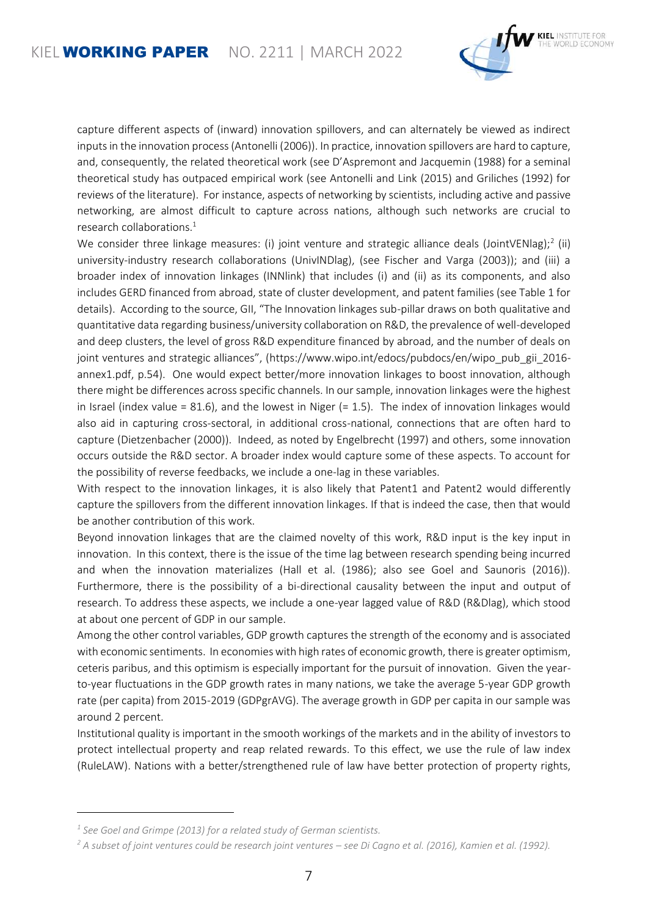capture different aspects of (inward) innovation spillovers, and can alternately be viewed as indirect inputs in the innovation process (Antonelli (2006)). In practice, innovation spillovers are hard to capture, and, consequently, the related theoretical work (see D'Aspremont and Jacquemin (1988) for a seminal theoretical study has outpaced empirical work (see Antonelli and Link (2015) and Griliches (1992) for reviews of the literature). For instance, aspects of networking by scientists, including active and passive networking, are almost difficult to capture across nations, although such networks are crucial to research collaborations.[1]

We consider three linkage measures: (i) joint venture and strategic alliance deals (JointVENlag);[2] (ii) university-industry research collaborations (UnivINDlag), (see Fischer and Varga (2003)); and (iii) a broader index of innovation linkages (INNlink) that includes (i) and (ii) as its components, and also includes GERD financed from abroad, state of cluster development, and patent families (see Table 1 for details). According to the source, GII, "The Innovation linkages sub-pillar draws on both qualitative and quantitative data regarding business/university collaboration on R&D, the prevalence of well-developed and deep clusters, the level of gross R&D expenditure financed by abroad, and the number of deals on joint ventures and strategic alliances", (https://www.wipo.int/edocs/pubdocs/en/wipo_pub_gii_2016-annex1.pdf, p.54). One would expect better/more innovation linkages to boost innovation, although there might be differences across specific channels. In our sample, innovation linkages were the highest in Israel (index value = 81.6), and the lowest in Niger (= 1.5). The index of innovation linkages would also aid in capturing cross-sectoral, in additional cross-national, connections that are often hard to capture (Dietzenbacher (2000)). Indeed, as noted by Engelbrecht (1997) and others, some innovation occurs outside the R&D sector. A broader index would capture some of these aspects. To account for the possibility of reverse feedbacks, we include a one-lag in these variables.

With respect to the innovation linkages, it is also likely that Patent1 and Patent2 would differently capture the spillovers from the different innovation linkages. If that is indeed the case, then that would be another contribution of this work.

Beyond innovation linkages that are the claimed novelty of this work, R&D input is the key input in innovation. In this context, there is the issue of the time lag between research spending being incurred and when the innovation materializes (Hall et al. (1986); also see Goel and Saunoris (2016)). Furthermore, there is the possibility of a bi-directional causality between the input and output of research. To address these aspects, we include a one-year lagged value of R&D (R&Dlag), which stood at about one percent of GDP in our sample.

Among the other control variables, GDP growth captures the strength of the economy and is associated with economic sentiments. In economies with high rates of economic growth, there is greater optimism, ceteris paribus, and this optimism is especially important for the pursuit of innovation. Given the year-to-year fluctuations in the GDP growth rates in many nations, we take the average 5-year GDP growth rate (per capita) from 2015-2019 (GDPgrAVG). The average growth in GDP per capita in our sample was around 2 percent.

Institutional quality is important in the smooth workings of the markets and in the ability of investors to protect intellectual property and reap related rewards. To this effect, we use the rule of law index (RuleLAW). Nations with a better/strengthened rule of law have better protection of property rights,

---

[1] *See Goel and Grimpe (2013) for a related study of German scientists.*

[2] *A subset of joint ventures could be research joint ventures – see Di Cagno et al. (2016), Kamien et al. (1992).*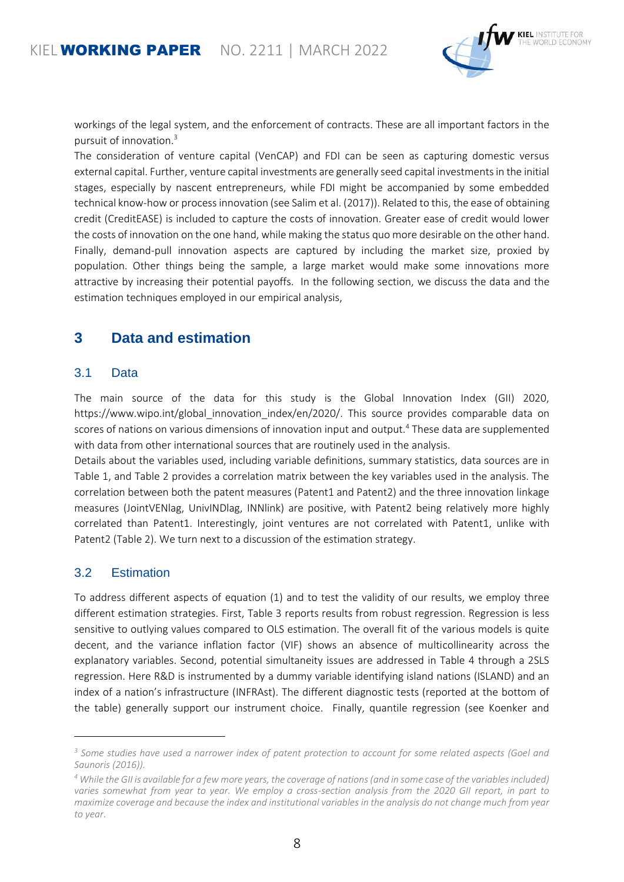workings of the legal system, and the enforcement of contracts. These are all important factors in the pursuit of innovation.[3]

The consideration of venture capital (VenCAP) and FDI can be seen as capturing domestic versus external capital. Further, venture capital investments are generally seed capital investments in the initial stages, especially by nascent entrepreneurs, while FDI might be accompanied by some embedded technical know-how or process innovation (see Salim et al. (2017)). Related to this, the ease of obtaining credit (CreditEASE) is included to capture the costs of innovation. Greater ease of credit would lower the costs of innovation on the one hand, while making the status quo more desirable on the other hand. Finally, demand-pull innovation aspects are captured by including the market size, proxied by population. Other things being the sample, a large market would make some innovations more attractive by increasing their potential payoffs. In the following section, we discuss the data and the estimation techniques employed in our empirical analysis,

# 3 Data and estimation

## 3.1 Data

The main source of the data for this study is the Global Innovation Index (GII) 2020, https://www.wipo.int/global_innovation_index/en/2020/. This source provides comparable data on scores of nations on various dimensions of innovation input and output.[4] These data are supplemented with data from other international sources that are routinely used in the analysis.

Details about the variables used, including variable definitions, summary statistics, data sources are in Table 1, and Table 2 provides a correlation matrix between the key variables used in the analysis. The correlation between both the patent measures (Patent1 and Patent2) and the three innovation linkage measures (JointVENlag, UnivINDlag, INNlink) are positive, with Patent2 being relatively more highly correlated than Patent1. Interestingly, joint ventures are not correlated with Patent1, unlike with Patent2 (Table 2). We turn next to a discussion of the estimation strategy.

## 3.2 Estimation

To address different aspects of equation (1) and to test the validity of our results, we employ three different estimation strategies. First, Table 3 reports results from robust regression. Regression is less sensitive to outlying values compared to OLS estimation. The overall fit of the various models is quite decent, and the variance inflation factor (VIF) shows an absence of multicollinearity across the explanatory variables. Second, potential simultaneity issues are addressed in Table 4 through a 2SLS regression. Here R&D is instrumented by a dummy variable identifying island nations (ISLAND) and an index of a nation's infrastructure (INFRAst). The different diagnostic tests (reported at the bottom of the table) generally support our instrument choice. Finally, quantile regression (see Koenker and

---

[3] *Some studies have used a narrower index of patent protection to account for some related aspects (Goel and Saunoris (2016)).*

[4] *While the GII is available for a few more years, the coverage of nations (and in some case of the variables included) varies somewhat from year to year. We employ a cross-section analysis from the 2020 GII report, in part to maximize coverage and because the index and institutional variables in the analysis do not change much from year to year.*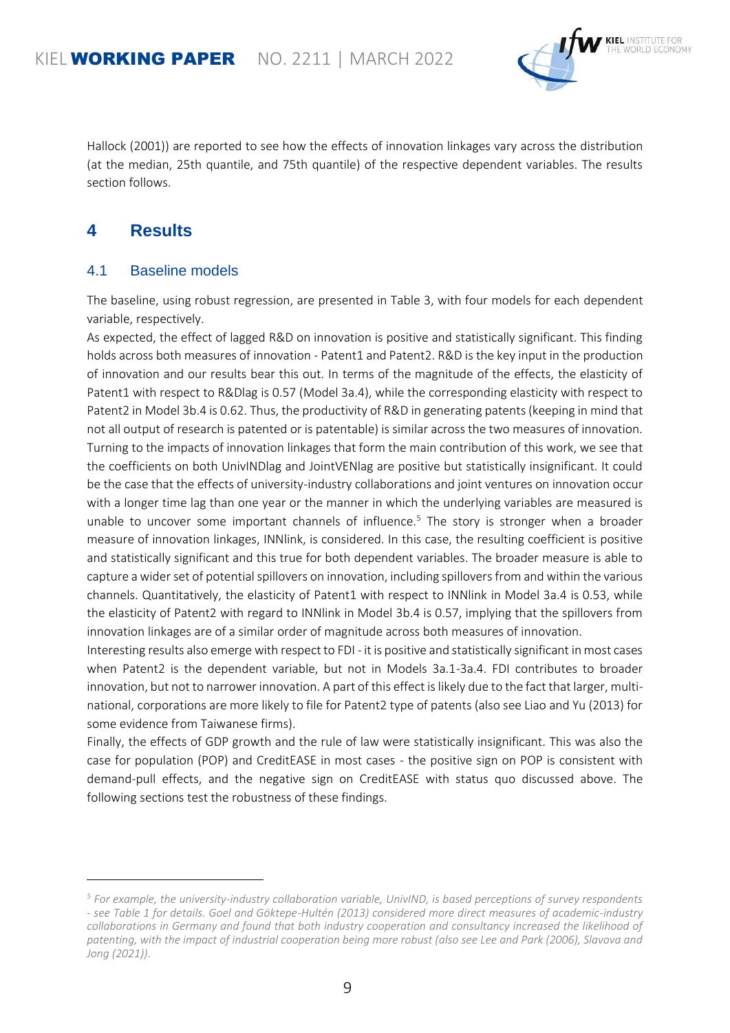Hallock (2001)) are reported to see how the effects of innovation linkages vary across the distribution (at the median, 25th quantile, and 75th quantile) of the respective dependent variables. The results section follows.

# 4 Results

## 4.1 Baseline models

The baseline, using robust regression, are presented in Table 3, with four models for each dependent variable, respectively.

As expected, the effect of lagged R&D on innovation is positive and statistically significant. This finding holds across both measures of innovation - Patent1 and Patent2. R&D is the key input in the production of innovation and our results bear this out. In terms of the magnitude of the effects, the elasticity of Patent1 with respect to R&Dlag is 0.57 (Model 3a.4), while the corresponding elasticity with respect to Patent2 in Model 3b.4 is 0.62. Thus, the productivity of R&D in generating patents (keeping in mind that not all output of research is patented or is patentable) is similar across the two measures of innovation. Turning to the impacts of innovation linkages that form the main contribution of this work, we see that the coefficients on both UnivINDlag and JointVENlag are positive but statistically insignificant. It could be the case that the effects of university-industry collaborations and joint ventures on innovation occur with a longer time lag than one year or the manner in which the underlying variables are measured is unable to uncover some important channels of influence.[5] The story is stronger when a broader measure of innovation linkages, INNlink, is considered. In this case, the resulting coefficient is positive and statistically significant and this true for both dependent variables. The broader measure is able to capture a wider set of potential spillovers on innovation, including spillovers from and within the various channels. Quantitatively, the elasticity of Patent1 with respect to INNlink in Model 3a.4 is 0.53, while the elasticity of Patent2 with regard to INNlink in Model 3b.4 is 0.57, implying that the spillovers from innovation linkages are of a similar order of magnitude across both measures of innovation.

Interesting results also emerge with respect to FDI - it is positive and statistically significant in most cases when Patent2 is the dependent variable, but not in Models 3a.1-3a.4. FDI contributes to broader innovation, but not to narrower innovation. A part of this effect is likely due to the fact that larger, multi-national, corporations are more likely to file for Patent2 type of patents (also see Liao and Yu (2013) for some evidence from Taiwanese firms).

Finally, the effects of GDP growth and the rule of law were statistically insignificant. This was also the case for population (POP) and CreditEASE in most cases - the positive sign on POP is consistent with demand-pull effects, and the negative sign on CreditEASE with status quo discussed above. The following sections test the robustness of these findings.

---

*[5] For example, the university-industry collaboration variable, UnivIND, is based perceptions of survey respondents - see Table 1 for details. Goel and Göktepe-Hultén (2013) considered more direct measures of academic-industry collaborations in Germany and found that both industry cooperation and consultancy increased the likelihood of patenting, with the impact of industrial cooperation being more robust (also see Lee and Park (2006), Slavova and Jong (2021)).*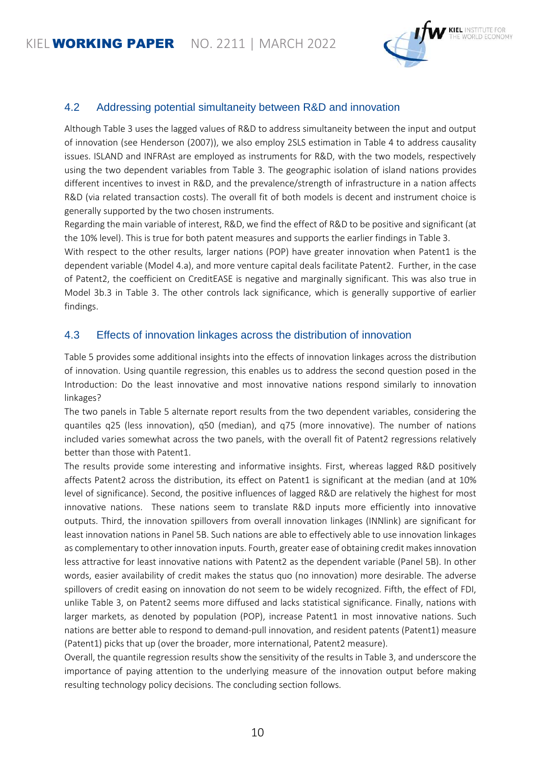## 4.2 Addressing potential simultaneity between R&D and innovation

Although Table 3 uses the lagged values of R&D to address simultaneity between the input and output of innovation (see Henderson (2007)), we also employ 2SLS estimation in Table 4 to address causality issues. ISLAND and INFRAst are employed as instruments for R&D, with the two models, respectively using the two dependent variables from Table 3. The geographic isolation of island nations provides different incentives to invest in R&D, and the prevalence/strength of infrastructure in a nation affects R&D (via related transaction costs). The overall fit of both models is decent and instrument choice is generally supported by the two chosen instruments.

Regarding the main variable of interest, R&D, we find the effect of R&D to be positive and significant (at the 10% level). This is true for both patent measures and supports the earlier findings in Table 3.

With respect to the other results, larger nations (POP) have greater innovation when Patent1 is the dependent variable (Model 4.a), and more venture capital deals facilitate Patent2. Further, in the case of Patent2, the coefficient on CreditEASE is negative and marginally significant. This was also true in Model 3b.3 in Table 3. The other controls lack significance, which is generally supportive of earlier findings.

## 4.3 Effects of innovation linkages across the distribution of innovation

Table 5 provides some additional insights into the effects of innovation linkages across the distribution of innovation. Using quantile regression, this enables us to address the second question posed in the Introduction: Do the least innovative and most innovative nations respond similarly to innovation linkages?

The two panels in Table 5 alternate report results from the two dependent variables, considering the quantiles q25 (less innovation), q50 (median), and q75 (more innovative). The number of nations included varies somewhat across the two panels, with the overall fit of Patent2 regressions relatively better than those with Patent1.

The results provide some interesting and informative insights. First, whereas lagged R&D positively affects Patent2 across the distribution, its effect on Patent1 is significant at the median (and at 10% level of significance). Second, the positive influences of lagged R&D are relatively the highest for most innovative nations. These nations seem to translate R&D inputs more efficiently into innovative outputs. Third, the innovation spillovers from overall innovation linkages (INNlink) are significant for least innovation nations in Panel 5B. Such nations are able to effectively able to use innovation linkages as complementary to other innovation inputs. Fourth, greater ease of obtaining credit makes innovation less attractive for least innovative nations with Patent2 as the dependent variable (Panel 5B). In other words, easier availability of credit makes the status quo (no innovation) more desirable. The adverse spillovers of credit easing on innovation do not seem to be widely recognized. Fifth, the effect of FDI, unlike Table 3, on Patent2 seems more diffused and lacks statistical significance. Finally, nations with larger markets, as denoted by population (POP), increase Patent1 in most innovative nations. Such nations are better able to respond to demand-pull innovation, and resident patents (Patent1) measure (Patent1) picks that up (over the broader, more international, Patent2 measure).

Overall, the quantile regression results show the sensitivity of the results in Table 3, and underscore the importance of paying attention to the underlying measure of the innovation output before making resulting technology policy decisions. The concluding section follows.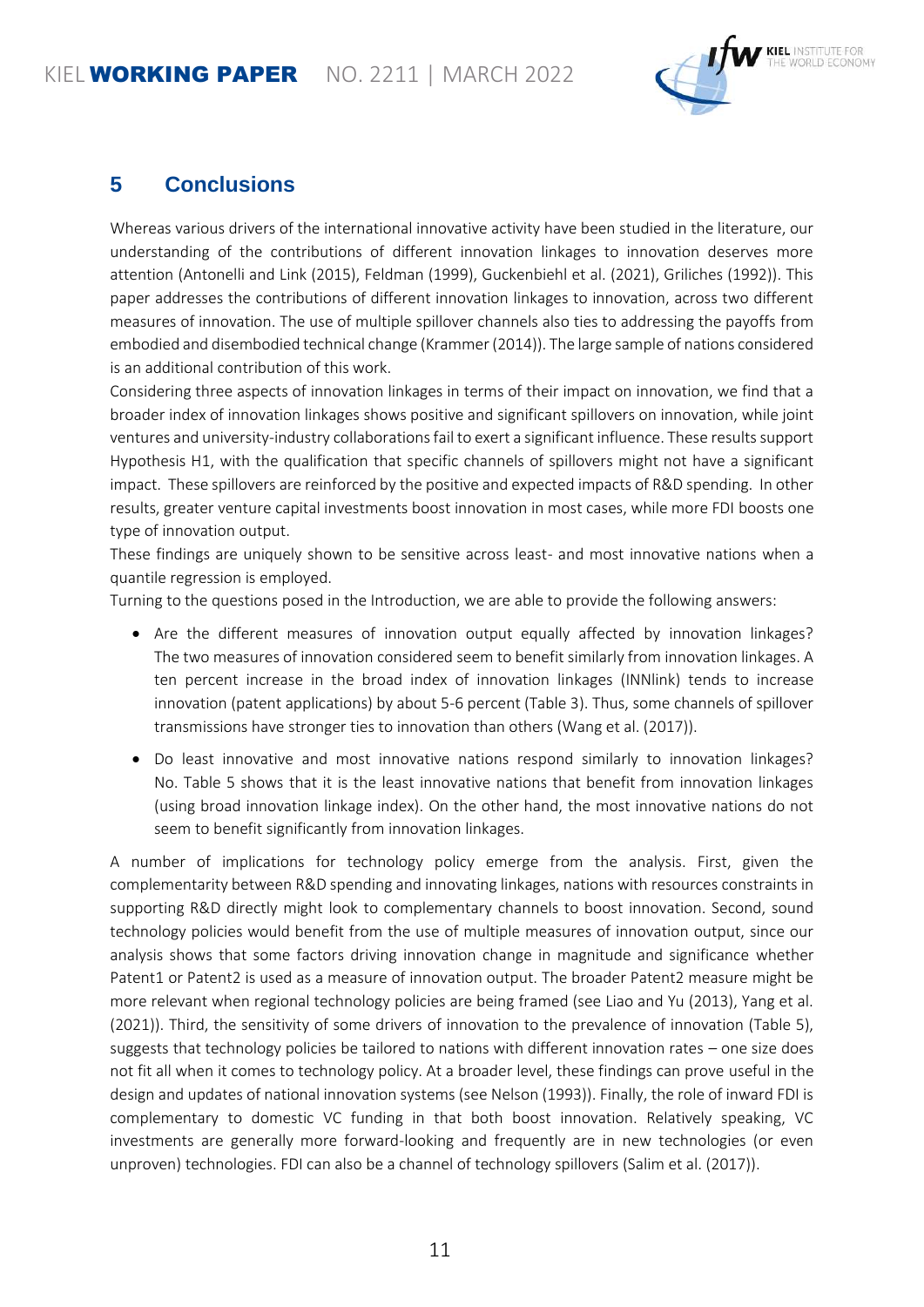## 5 Conclusions

Whereas various drivers of the international innovative activity have been studied in the literature, our understanding of the contributions of different innovation linkages to innovation deserves more attention (Antonelli and Link (2015), Feldman (1999), Guckenbiehl et al. (2021), Griliches (1992)). This paper addresses the contributions of different innovation linkages to innovation, across two different measures of innovation. The use of multiple spillover channels also ties to addressing the payoffs from embodied and disembodied technical change (Krammer (2014)). The large sample of nations considered is an additional contribution of this work.

Considering three aspects of innovation linkages in terms of their impact on innovation, we find that a broader index of innovation linkages shows positive and significant spillovers on innovation, while joint ventures and university-industry collaborations fail to exert a significant influence. These results support Hypothesis H1, with the qualification that specific channels of spillovers might not have a significant impact. These spillovers are reinforced by the positive and expected impacts of R&D spending. In other results, greater venture capital investments boost innovation in most cases, while more FDI boosts one type of innovation output.

These findings are uniquely shown to be sensitive across least- and most innovative nations when a quantile regression is employed.

Turning to the questions posed in the Introduction, we are able to provide the following answers:

- Are the different measures of innovation output equally affected by innovation linkages? The two measures of innovation considered seem to benefit similarly from innovation linkages. A ten percent increase in the broad index of innovation linkages (INNlink) tends to increase innovation (patent applications) by about 5-6 percent (Table 3). Thus, some channels of spillover transmissions have stronger ties to innovation than others (Wang et al. (2017)).
- Do least innovative and most innovative nations respond similarly to innovation linkages? No. Table 5 shows that it is the least innovative nations that benefit from innovation linkages (using broad innovation linkage index). On the other hand, the most innovative nations do not seem to benefit significantly from innovation linkages.

A number of implications for technology policy emerge from the analysis. First, given the complementarity between R&D spending and innovating linkages, nations with resources constraints in supporting R&D directly might look to complementary channels to boost innovation. Second, sound technology policies would benefit from the use of multiple measures of innovation output, since our analysis shows that some factors driving innovation change in magnitude and significance whether Patent1 or Patent2 is used as a measure of innovation output. The broader Patent2 measure might be more relevant when regional technology policies are being framed (see Liao and Yu (2013), Yang et al. (2021)). Third, the sensitivity of some drivers of innovation to the prevalence of innovation (Table 5), suggests that technology policies be tailored to nations with different innovation rates – one size does not fit all when it comes to technology policy. At a broader level, these findings can prove useful in the design and updates of national innovation systems (see Nelson (1993)). Finally, the role of inward FDI is complementary to domestic VC funding in that both boost innovation. Relatively speaking, VC investments are generally more forward-looking and frequently are in new technologies (or even unproven) technologies. FDI can also be a channel of technology spillovers (Salim et al. (2017)).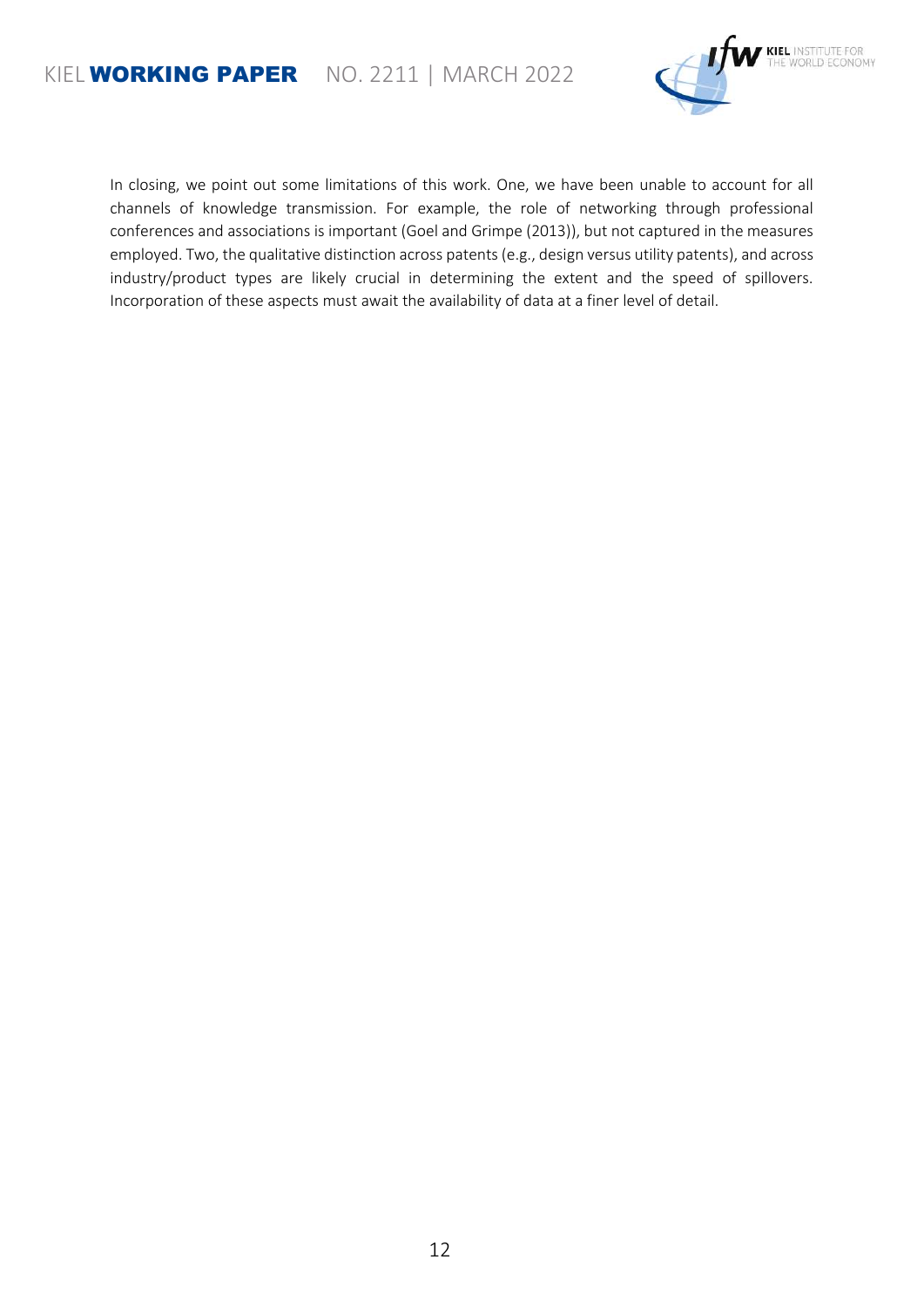In closing, we point out some limitations of this work. One, we have been unable to account for all channels of knowledge transmission. For example, the role of networking through professional conferences and associations is important (Goel and Grimpe (2013)), but not captured in the measures employed. Two, the qualitative distinction across patents (e.g., design versus utility patents), and across industry/product types are likely crucial in determining the extent and the speed of spillovers. Incorporation of these aspects must await the availability of data at a finer level of detail.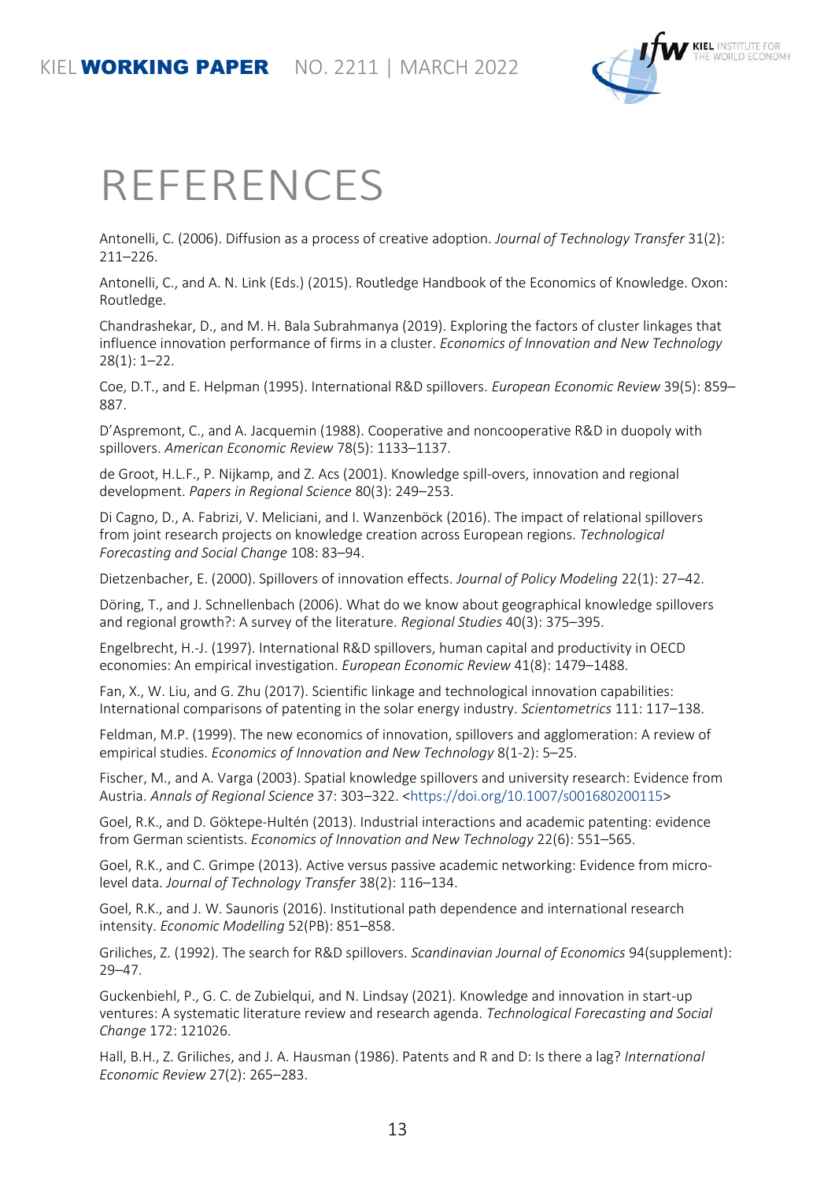# REFERENCES

Antonelli, C. (2006). Diffusion as a process of creative adoption. *Journal of Technology Transfer* 31(2): 211–226.

Antonelli, C., and A. N. Link (Eds.) (2015). Routledge Handbook of the Economics of Knowledge. Oxon: Routledge.

Chandrashekar, D., and M. H. Bala Subrahmanya (2019). Exploring the factors of cluster linkages that influence innovation performance of firms in a cluster. *Economics of Innovation and New Technology* 28(1): 1–22.

Coe, D.T., and E. Helpman (1995). International R&D spillovers. *European Economic Review* 39(5): 859–887.

D'Aspremont, C., and A. Jacquemin (1988). Cooperative and noncooperative R&D in duopoly with spillovers. *American Economic Review* 78(5): 1133–1137.

de Groot, H.L.F., P. Nijkamp, and Z. Acs (2001). Knowledge spill-overs, innovation and regional development. *Papers in Regional Science* 80(3): 249–253.

Di Cagno, D., A. Fabrizi, V. Meliciani, and I. Wanzenböck (2016). The impact of relational spillovers from joint research projects on knowledge creation across European regions. *Technological Forecasting and Social Change* 108: 83–94.

Dietzenbacher, E. (2000). Spillovers of innovation effects. *Journal of Policy Modeling* 22(1): 27–42.

Döring, T., and J. Schnellenbach (2006). What do we know about geographical knowledge spillovers and regional growth?: A survey of the literature. *Regional Studies* 40(3): 375–395.

Engelbrecht, H.-J. (1997). International R&D spillovers, human capital and productivity in OECD economies: An empirical investigation. *European Economic Review* 41(8): 1479–1488.

Fan, X., W. Liu, and G. Zhu (2017). Scientific linkage and technological innovation capabilities: International comparisons of patenting in the solar energy industry. *Scientometrics* 111: 117–138.

Feldman, M.P. (1999). The new economics of innovation, spillovers and agglomeration: A review of empirical studies. *Economics of Innovation and New Technology* 8(1-2): 5–25.

Fischer, M., and A. Varga (2003). Spatial knowledge spillovers and university research: Evidence from Austria. *Annals of Regional Science* 37: 303–322. <https://doi.org/10.1007/s001680200115>

Goel, R.K., and D. Göktepe-Hultén (2013). Industrial interactions and academic patenting: evidence from German scientists. *Economics of Innovation and New Technology* 22(6): 551–565.

Goel, R.K., and C. Grimpe (2013). Active versus passive academic networking: Evidence from micro-level data. *Journal of Technology Transfer* 38(2): 116–134.

Goel, R.K., and J. W. Saunoris (2016). Institutional path dependence and international research intensity. *Economic Modelling* 52(PB): 851–858.

Griliches, Z. (1992). The search for R&D spillovers. *Scandinavian Journal of Economics* 94(supplement): 29–47.

Guckenbiehl, P., G. C. de Zubielqui, and N. Lindsay (2021). Knowledge and innovation in start-up ventures: A systematic literature review and research agenda. *Technological Forecasting and Social Change* 172: 121026.

Hall, B.H., Z. Griliches, and J. A. Hausman (1986). Patents and R and D: Is there a lag? *International Economic Review* 27(2): 265–283.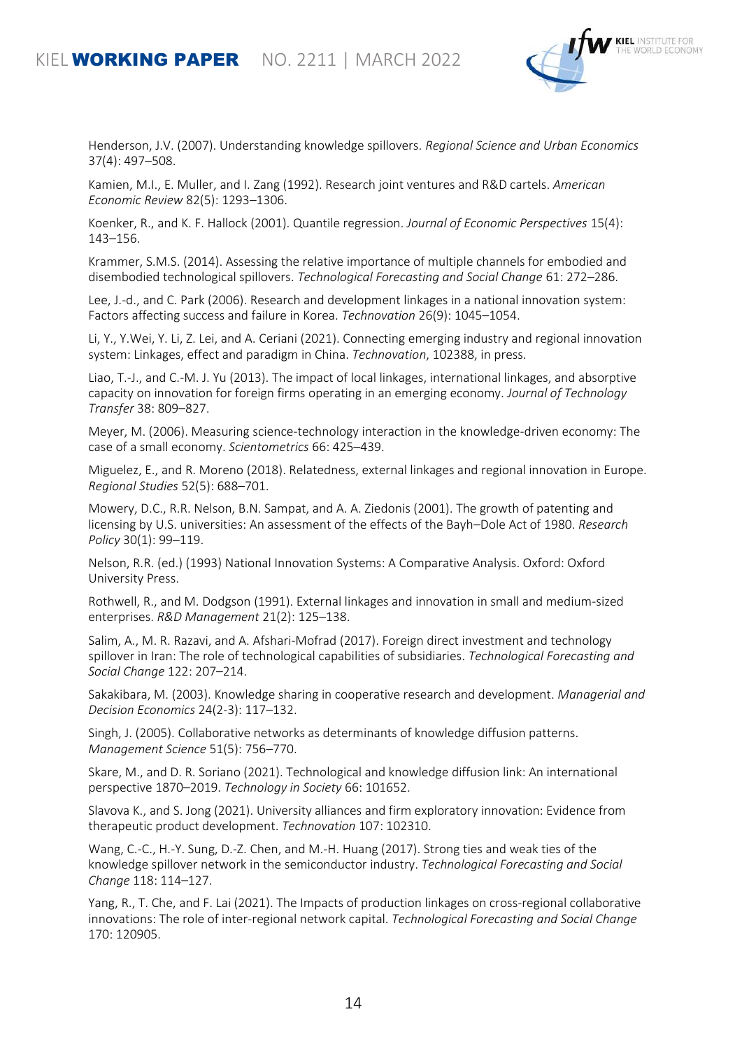Henderson, J.V. (2007). Understanding knowledge spillovers. *Regional Science and Urban Economics* 37(4): 497–508.

Kamien, M.I., E. Muller, and I. Zang (1992). Research joint ventures and R&D cartels. *American Economic Review* 82(5): 1293–1306.

Koenker, R., and K. F. Hallock (2001). Quantile regression. *Journal of Economic Perspectives* 15(4): 143–156.

Krammer, S.M.S. (2014). Assessing the relative importance of multiple channels for embodied and disembodied technological spillovers. *Technological Forecasting and Social Change* 61: 272–286.

Lee, J.-d., and C. Park (2006). Research and development linkages in a national innovation system: Factors affecting success and failure in Korea. *Technovation* 26(9): 1045–1054.

Li, Y., Y.Wei, Y. Li, Z. Lei, and A. Ceriani (2021). Connecting emerging industry and regional innovation system: Linkages, effect and paradigm in China. *Technovation*, 102388, in press.

Liao, T.-J., and C.-M. J. Yu (2013). The impact of local linkages, international linkages, and absorptive capacity on innovation for foreign firms operating in an emerging economy. *Journal of Technology Transfer* 38: 809–827.

Meyer, M. (2006). Measuring science-technology interaction in the knowledge-driven economy: The case of a small economy. *Scientometrics* 66: 425–439.

Miguelez, E., and R. Moreno (2018). Relatedness, external linkages and regional innovation in Europe. *Regional Studies* 52(5): 688–701.

Mowery, D.C., R.R. Nelson, B.N. Sampat, and A. A. Ziedonis (2001). The growth of patenting and licensing by U.S. universities: An assessment of the effects of the Bayh–Dole Act of 1980. *Research Policy* 30(1): 99–119.

Nelson, R.R. (ed.) (1993) National Innovation Systems: A Comparative Analysis. Oxford: Oxford University Press.

Rothwell, R., and M. Dodgson (1991). External linkages and innovation in small and medium-sized enterprises. *R&D Management* 21(2): 125–138.

Salim, A., M. R. Razavi, and A. Afshari-Mofrad (2017). Foreign direct investment and technology spillover in Iran: The role of technological capabilities of subsidiaries. *Technological Forecasting and Social Change* 122: 207–214.

Sakakibara, M. (2003). Knowledge sharing in cooperative research and development. *Managerial and Decision Economics* 24(2-3): 117–132.

Singh, J. (2005). Collaborative networks as determinants of knowledge diffusion patterns. *Management Science* 51(5): 756–770.

Skare, M., and D. R. Soriano (2021). Technological and knowledge diffusion link: An international perspective 1870–2019. *Technology in Society* 66: 101652.

Slavova K., and S. Jong (2021). University alliances and firm exploratory innovation: Evidence from therapeutic product development. *Technovation* 107: 102310.

Wang, C.-C., H.-Y. Sung, D.-Z. Chen, and M.-H. Huang (2017). Strong ties and weak ties of the knowledge spillover network in the semiconductor industry. *Technological Forecasting and Social Change* 118: 114–127.

Yang, R., T. Che, and F. Lai (2021). The Impacts of production linkages on cross-regional collaborative innovations: The role of inter-regional network capital. *Technological Forecasting and Social Change* 170: 120905.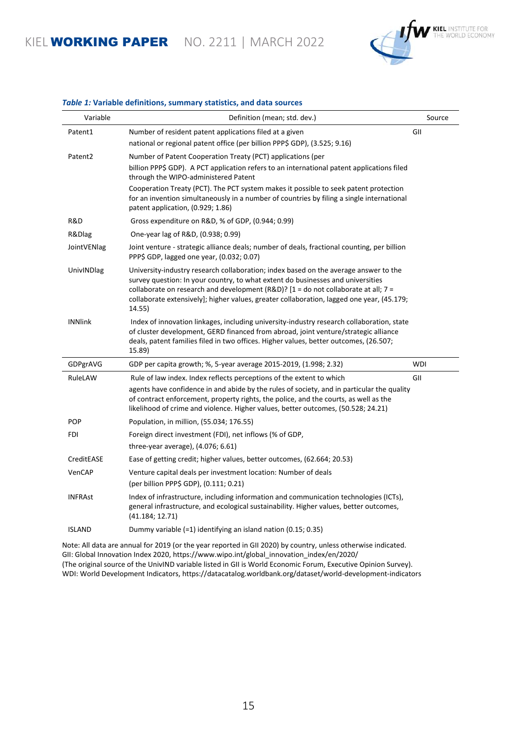***Table 1:* Variable definitions, summary statistics, and data sources**

| Variable | Definition (mean; std. dev.) | Source |
|---|---|---|
| Patent1 | Number of resident patent applications filed at a given national or regional patent office (per billion PPP$ GDP), (3.525; 9.16) | GII |
| Patent2 | Number of Patent Cooperation Treaty (PCT) applications (per billion PPP$ GDP). A PCT application refers to an international patent applications filed through the WIPO-administered Patent Cooperation Treaty (PCT). The PCT system makes it possible to seek patent protection for an invention simultaneously in a number of countries by filing a single international patent application, (0.929; 1.86) | |
| R&D | Gross expenditure on R&D, % of GDP, (0.944; 0.99) | |
| R&Dlag | One-year lag of R&D, (0.938; 0.99) | |
| JointVENlag | Joint venture - strategic alliance deals; number of deals, fractional counting, per billion PPP$ GDP, lagged one year, (0.032; 0.07) | |
| UnivINDlag | University-industry research collaboration; index based on the average answer to the survey question: In your country, to what extent do businesses and universities collaborate on research and development (R&D)? [1 = do not collaborate at all; 7 = collaborate extensively]; higher values, greater collaboration, lagged one year, (45.179; 14.55) | |
| INNlink | Index of innovation linkages, including university-industry research collaboration, state of cluster development, GERD financed from abroad, joint venture/strategic alliance deals, patent families filed in two offices. Higher values, better outcomes, (26.507; 15.89) | |
| GDPgrAVG | GDP per capita growth; %, 5-year average 2015-2019, (1.998; 2.32) | WDI |
| RuleLAW | Rule of law index. Index reflects perceptions of the extent to which agents have confidence in and abide by the rules of society, and in particular the quality of contract enforcement, property rights, the police, and the courts, as well as the likelihood of crime and violence. Higher values, better outcomes, (50.528; 24.21) | GII |
| POP | Population, in million, (55.034; 176.55) | |
| FDI | Foreign direct investment (FDI), net inflows (% of GDP, three-year average), (4.076; 6.61) | |
| CreditEASE | Ease of getting credit; higher values, better outcomes, (62.664; 20.53) | |
| VenCAP | Venture capital deals per investment location: Number of deals (per billion PPP$ GDP), (0.111; 0.21) | |
| INFRAst | Index of infrastructure, including information and communication technologies (ICTs), general infrastructure, and ecological sustainability. Higher values, better outcomes, (41.184; 12.71) | |
| ISLAND | Dummy variable (=1) identifying an island nation (0.15; 0.35) | |

Note: All data are annual for 2019 (or the year reported in GII 2020) by country, unless otherwise indicated.
GII: Global Innovation Index 2020, https://www.wipo.int/global_innovation_index/en/2020/
(The original source of the UnivIND variable listed in GII is World Economic Forum, Executive Opinion Survey).
WDI: World Development Indicators, https://datacatalog.worldbank.org/dataset/world-development-indicators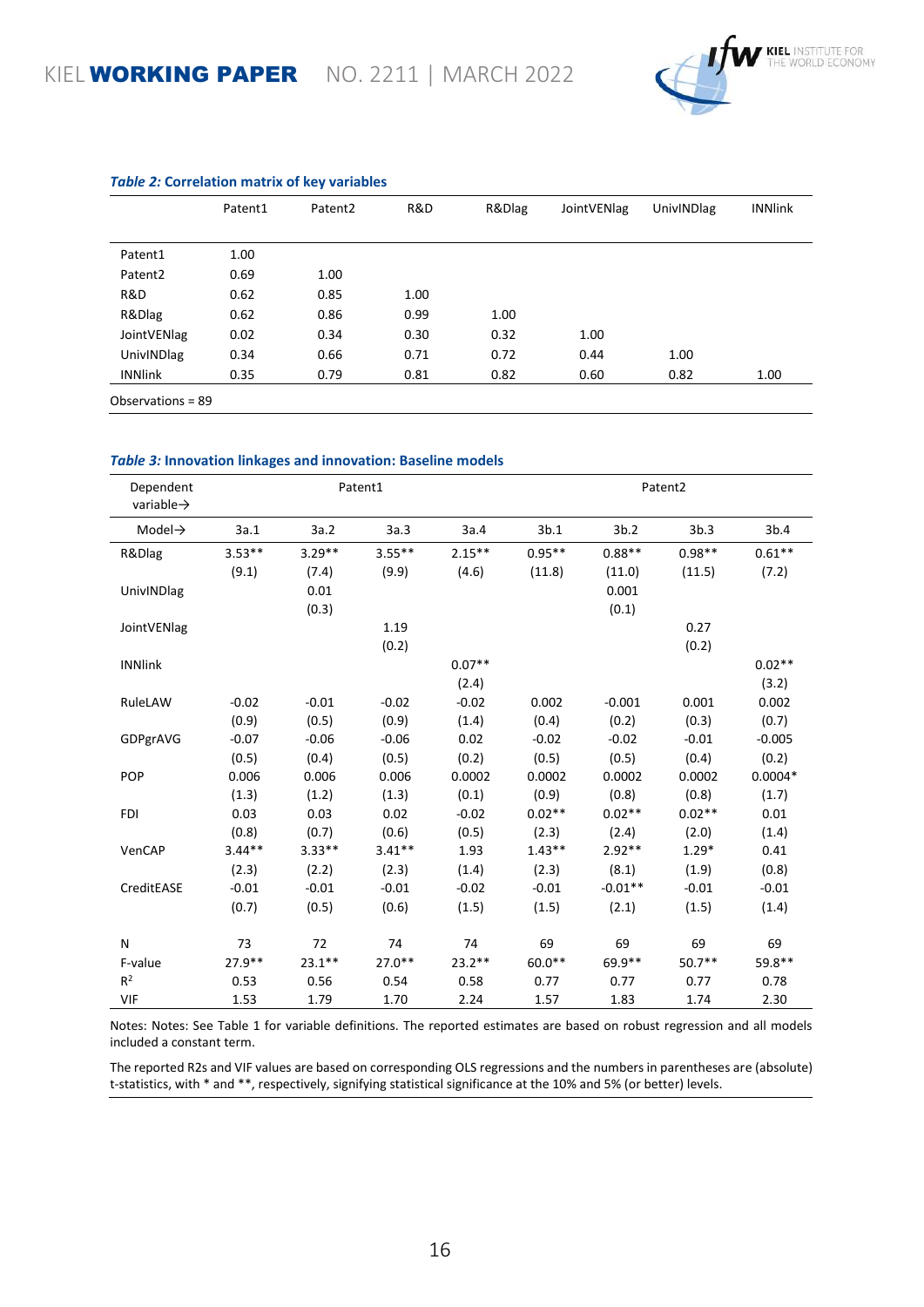***Table 2:* Correlation matrix of key variables**

| | Patent1 | Patent2 | R&D | R&Dlag | JointVENlag | UnivINDlag | INNlink |
|---|---|---|---|---|---|---|---|
| Patent1 | 1.00 | | | | | | |
| Patent2 | 0.69 | 1.00 | | | | | |
| R&D | 0.62 | 0.85 | 1.00 | | | | |
| R&Dlag | 0.62 | 0.86 | 0.99 | 1.00 | | | |
| JointVENlag | 0.02 | 0.34 | 0.30 | 0.32 | 1.00 | | |
| UnivINDlag | 0.34 | 0.66 | 0.71 | 0.72 | 0.44 | 1.00 | |
| INNlink | 0.35 | 0.79 | 0.81 | 0.82 | 0.60 | 0.82 | 1.00 |

Observations = 89

***Table 3:* Innovation linkages and innovation: Baseline models**

| Dependent variable→ | Patent1 | | | | Patent2 | | | |
|---|---|---|---|---|---|---|---|---|
| Model→ | 3a.1 | 3a.2 | 3a.3 | 3a.4 | 3b.1 | 3b.2 | 3b.3 | 3b.4 |
| R&Dlag | 3.53** | 3.29** | 3.55** | 2.15** | 0.95** | 0.88** | 0.98** | 0.61** |
| | (9.1) | (7.4) | (9.9) | (4.6) | (11.8) | (11.0) | (11.5) | (7.2) |
| UnivINDlag | | 0.01 | | | | 0.001 | | |
| | | (0.3) | | | | (0.1) | | |
| JointVENlag | | | 1.19 | | | | 0.27 | |
| | | | (0.2) | | | | (0.2) | |
| INNlink | | | | 0.07** | | | | 0.02** |
| | | | | (2.4) | | | | (3.2) |
| RuleLAW | -0.02 | -0.01 | -0.02 | -0.02 | 0.002 | -0.001 | 0.001 | 0.002 |
| | (0.9) | (0.5) | (0.9) | (1.4) | (0.4) | (0.2) | (0.3) | (0.7) |
| GDPgrAVG | -0.07 | -0.06 | -0.06 | 0.02 | -0.02 | -0.02 | -0.01 | -0.005 |
| | (0.5) | (0.4) | (0.5) | (0.2) | (0.5) | (0.5) | (0.4) | (0.2) |
| POP | 0.006 | 0.006 | 0.006 | 0.0002 | 0.0002 | 0.0002 | 0.0002 | 0.0004* |
| | (1.3) | (1.2) | (1.3) | (0.1) | (0.9) | (0.8) | (0.8) | (1.7) |
| FDI | 0.03 | 0.03 | 0.02 | -0.02 | 0.02** | 0.02** | 0.02** | 0.01 |
| | (0.8) | (0.7) | (0.6) | (0.5) | (2.3) | (2.4) | (2.0) | (1.4) |
| VenCAP | 3.44** | 3.33** | 3.41** | 1.93 | 1.43** | 2.92** | 1.29* | 0.41 |
| | (2.3) | (2.2) | (2.3) | (1.4) | (2.3) | (8.1) | (1.9) | (0.8) |
| CreditEASE | -0.01 | -0.01 | -0.01 | -0.02 | -0.01 | -0.01** | -0.01 | -0.01 |
| | (0.7) | (0.5) | (0.6) | (1.5) | (1.5) | (2.1) | (1.5) | (1.4) |
| N | 73 | 72 | 74 | 74 | 69 | 69 | 69 | 69 |
| F-value | 27.9** | 23.1** | 27.0** | 23.2** | 60.0** | 69.9** | 50.7** | 59.8** |
| $R^2$ | 0.53 | 0.56 | 0.54 | 0.58 | 0.77 | 0.77 | 0.77 | 0.78 |
| VIF | 1.53 | 1.79 | 1.70 | 2.24 | 1.57 | 1.83 | 1.74 | 2.30 |

Notes: Notes: See Table 1 for variable definitions. The reported estimates are based on robust regression and all models included a constant term.

The reported R2s and VIF values are based on corresponding OLS regressions and the numbers in parentheses are (absolute) t-statistics, with * and **, respectively, signifying statistical significance at the 10% and 5% (or better) levels.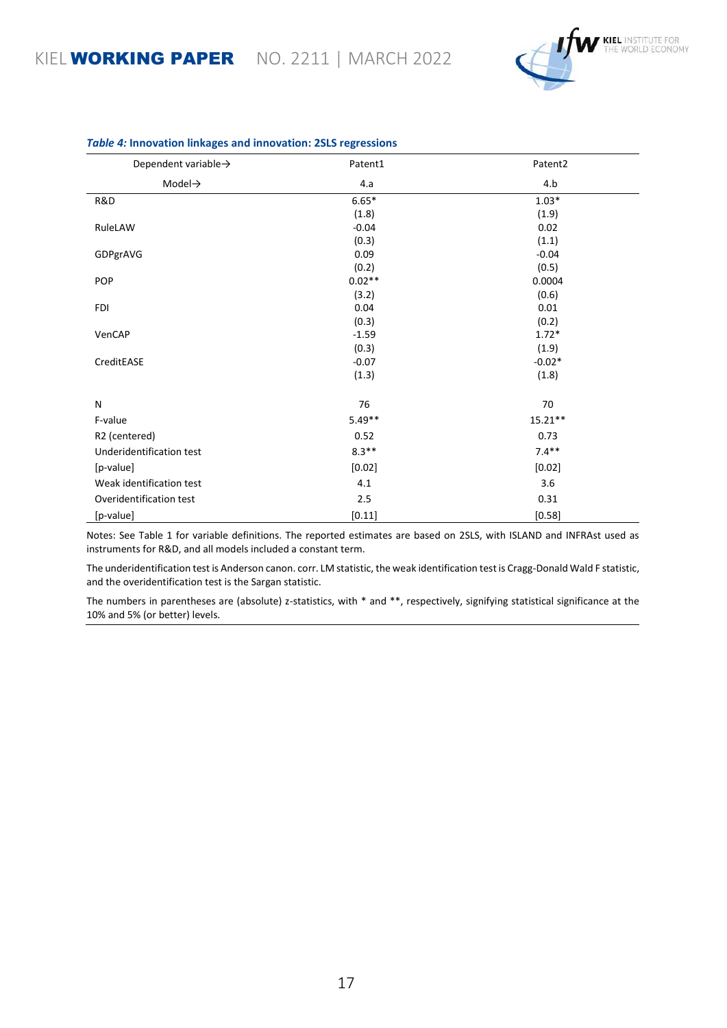***Table 4:* Innovation linkages and innovation: 2SLS regressions**

| Dependent variable→ | Patent1 | Patent2 |
|---|---|---|
| Model→ | 4.a | 4.b |
| R&D | 6.65* | 1.03* |
| | (1.8) | (1.9) |
| RuleLAW | -0.04 | 0.02 |
| | (0.3) | (1.1) |
| GDPgrAVG | 0.09 | -0.04 |
| | (0.2) | (0.5) |
| POP | 0.02** | 0.0004 |
| | (3.2) | (0.6) |
| FDI | 0.04 | 0.01 |
| | (0.3) | (0.2) |
| VenCAP | -1.59 | 1.72* |
| | (0.3) | (1.9) |
| CreditEASE | -0.07 | -0.02* |
| | (1.3) | (1.8) |
| N | 76 | 70 |
| F-value | 5.49** | 15.21** |
| R2 (centered) | 0.52 | 0.73 |
| Underidentification test | 8.3** | 7.4** |
| [p-value] | [0.02] | [0.02] |
| Weak identification test | 4.1 | 3.6 |
| Overidentification test | 2.5 | 0.31 |
| [p-value] | [0.11] | [0.58] |

Notes: See Table 1 for variable definitions. The reported estimates are based on 2SLS, with ISLAND and INFRAst used as instruments for R&D, and all models included a constant term.

The underidentification test is Anderson canon. corr. LM statistic, the weak identification test is Cragg-Donald Wald F statistic, and the overidentification test is the Sargan statistic.

The numbers in parentheses are (absolute) z-statistics, with * and **, respectively, signifying statistical significance at the 10% and 5% (or better) levels.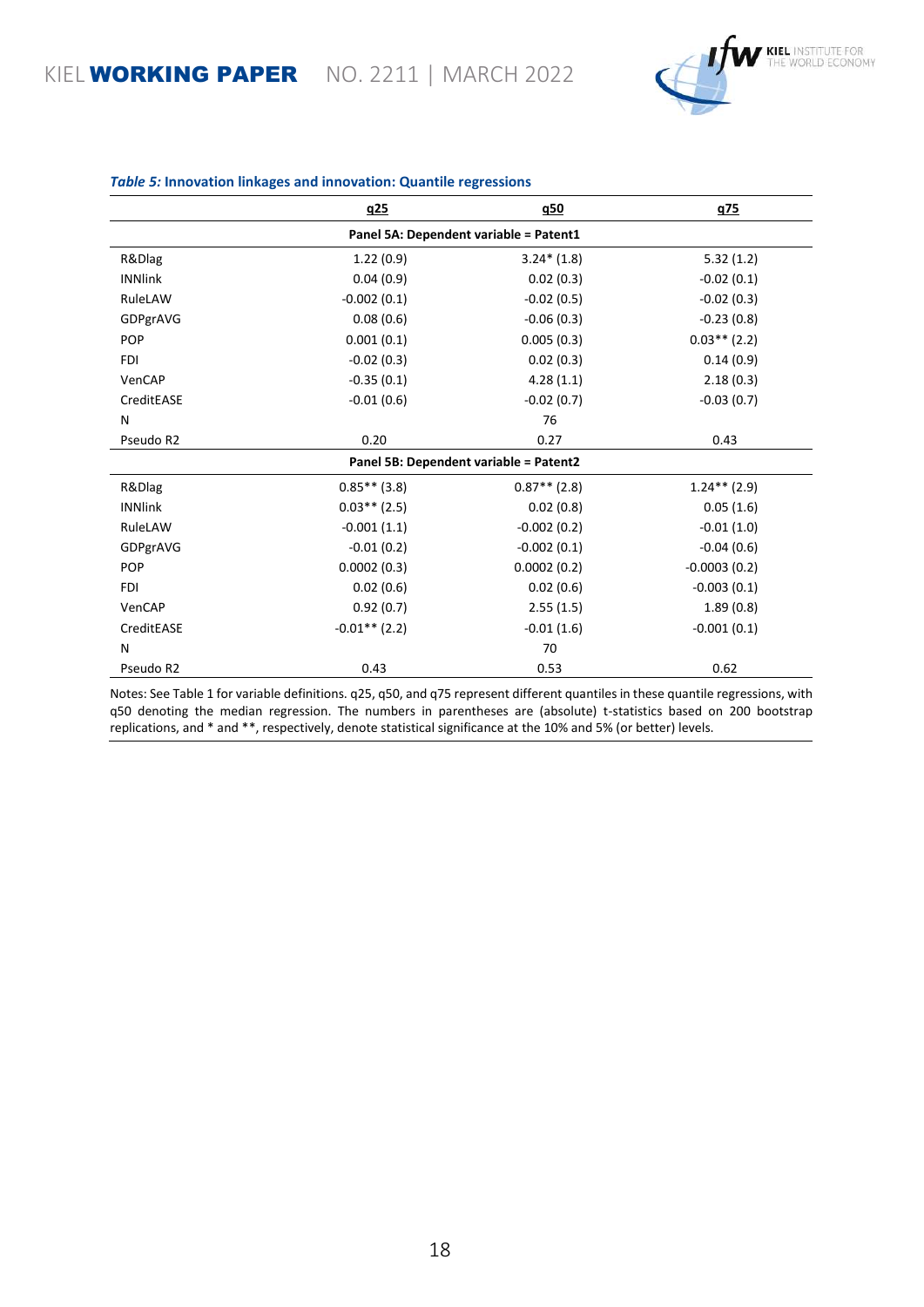***Table 5:* Innovation linkages and innovation: Quantile regressions**

| | q25 | q50 | q75 |
|---|---|---|---|
| | **Panel 5A: Dependent variable = Patent1** | | |
| R&Dlag | 1.22 (0.9) | 3.24* (1.8) | 5.32 (1.2) |
| INNlink | 0.04 (0.9) | 0.02 (0.3) | -0.02 (0.1) |
| RuleLAW | -0.002 (0.1) | -0.02 (0.5) | -0.02 (0.3) |
| GDPgrAVG | 0.08 (0.6) | -0.06 (0.3) | -0.23 (0.8) |
| POP | 0.001 (0.1) | 0.005 (0.3) | 0.03** (2.2) |
| FDI | -0.02 (0.3) | 0.02 (0.3) | 0.14 (0.9) |
| VenCAP | -0.35 (0.1) | 4.28 (1.1) | 2.18 (0.3) |
| CreditEASE | -0.01 (0.6) | -0.02 (0.7) | -0.03 (0.7) |
| N | | 76 | |
| Pseudo R2 | 0.20 | 0.27 | 0.43 |
| | **Panel 5B: Dependent variable = Patent2** | | |
| R&Dlag | 0.85** (3.8) | 0.87** (2.8) | 1.24** (2.9) |
| INNlink | 0.03** (2.5) | 0.02 (0.8) | 0.05 (1.6) |
| RuleLAW | -0.001 (1.1) | -0.002 (0.2) | -0.01 (1.0) |
| GDPgrAVG | -0.01 (0.2) | -0.002 (0.1) | -0.04 (0.6) |
| POP | 0.0002 (0.3) | 0.0002 (0.2) | -0.0003 (0.2) |
| FDI | 0.02 (0.6) | 0.02 (0.6) | -0.003 (0.1) |
| VenCAP | 0.92 (0.7) | 2.55 (1.5) | 1.89 (0.8) |
| CreditEASE | -0.01** (2.2) | -0.01 (1.6) | -0.001 (0.1) |
| N | | 70 | |
| Pseudo R2 | 0.43 | 0.53 | 0.62 |

Notes: See Table 1 for variable definitions. q25, q50, and q75 represent different quantiles in these quantile regressions, with q50 denoting the median regression. The numbers in parentheses are (absolute) t-statistics based on 200 bootstrap replications, and * and **, respectively, denote statistical significance at the 10% and 5% (or better) levels.